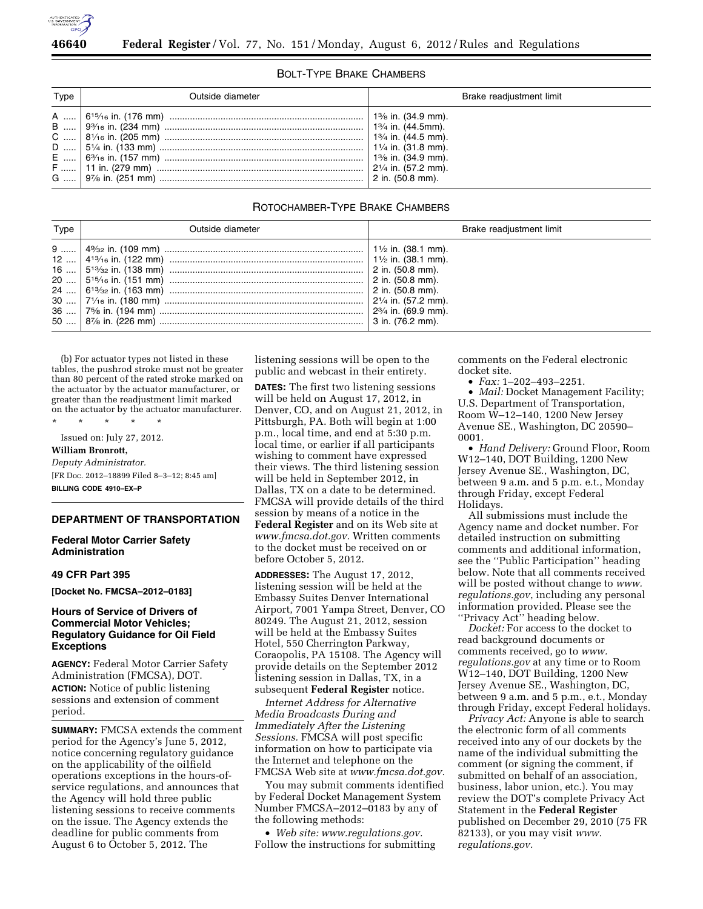BOLT-TYPE BRAKE CHAMBERS

| Type | Outside diameter | Brake readjustment limit |
| --- | --- | --- |
| A | 6 15⁄16 in. (176 mm) | 1 3⁄8 in. (34.9 mm). |
| B | 9 3⁄16 in. (234 mm) | 1 3⁄4 in. (44.5mm). |
| C | 8 1⁄16 in. (205 mm) | 1 3⁄4 in. (44.5 mm). |
| D | 5 1⁄4 in. (133 mm) | 1 1⁄4 in. (31.8 mm). |
| E | 6 3⁄16 in. (157 mm) | 1 3⁄8 in. (34.9 mm). |
| F | 11 in. (279 mm) | 2 1⁄4 in. (57.2 mm). |
| G | 9 7⁄8 in. (251 mm) | 2 in. (50.8 mm). |

ROTOCHAMBER-TYPE BRAKE CHAMBERS

| Type | Outside diameter | Brake readjustment limit |
| --- | --- | --- |
| 9 | 4 9⁄32 in. (109 mm) | 1 1⁄2 in. (38.1 mm). |
| 12 | 4 13⁄16 in. (122 mm) | 1 1⁄2 in. (38.1 mm). |
| 16 | 5 13⁄32 in. (138 mm) | 2 in. (50.8 mm). |
| 20 | 5 15⁄16 in. (151 mm) | 2 in. (50.8 mm). |
| 24 | 6 13⁄32 in. (163 mm) | 2 in. (50.8 mm). |
| 30 | 7 1⁄16 in. (180 mm) | 2 1⁄4 in. (57.2 mm). |
| 36 | 7 5⁄8 in. (194 mm) | 2 3⁄4 in. (69.9 mm). |
| 50 | 8 7⁄8 in. (226 mm) | 3 in. (76.2 mm). |

(b) For actuator types not listed in these tables, the pushrod stroke must not be greater than 80 percent of the rated stroke marked on the actuator by the actuator manufacturer, or greater than the readjustment limit marked on the actuator by the actuator manufacturer.

\* \* \* \* \*

Issued on: July 27, 2012.

**William Bronrott,**

*Deputy Administrator.*

[FR Doc. 2012–18899 Filed 8–3–12; 8:45 am]

**BILLING CODE 4910–EX–P**

## DEPARTMENT OF TRANSPORTATION

### Federal Motor Carrier Safety Administration

### 49 CFR Part 395

**[Docket No. FMCSA–2012–0183]**

### Hours of Service of Drivers of Commercial Motor Vehicles; Regulatory Guidance for Oil Field Exceptions

**AGENCY:** Federal Motor Carrier Safety Administration (FMCSA), DOT.

**ACTION:** Notice of public listening sessions and extension of comment period.

**SUMMARY:** FMCSA extends the comment period for the Agency's June 5, 2012, notice concerning regulatory guidance on the applicability of the oilfield operations exceptions in the hours-of-service regulations, and announces that the Agency will hold three public listening sessions to receive comments on the issue. The Agency extends the deadline for public comments from August 6 to October 5, 2012. The listening sessions will be open to the public and webcast in their entirety.

**DATES:** The first two listening sessions will be held on August 17, 2012, in Denver, CO, and on August 21, 2012, in Pittsburgh, PA. Both will begin at 1:00 p.m., local time, and end at 5:30 p.m. local time, or earlier if all participants wishing to comment have expressed their views. The third listening session will be held in September 2012, in Dallas, TX on a date to be determined. FMCSA will provide details of the third session by means of a notice in the **Federal Register** and on its Web site at *www.fmcsa.dot.gov.* Written comments to the docket must be received on or before October 5, 2012.

**ADDRESSES:** The August 17, 2012, listening session will be held at the Embassy Suites Denver International Airport, 7001 Yampa Street, Denver, CO 80249. The August 21, 2012, session will be held at the Embassy Suites Hotel, 550 Cherrington Parkway, Coraopolis, PA 15108. The Agency will provide details on the September 2012 listening session in Dallas, TX, in a subsequent **Federal Register** notice.

*Internet Address for Alternative Media Broadcasts During and Immediately After the Listening Sessions.* FMCSA will post specific information on how to participate via the Internet and telephone on the FMCSA Web site at *www.fmcsa.dot.gov.*

You may submit comments identified by Federal Docket Management System Number FMCSA–2012–0183 by any of the following methods:

- *Web site: www.regulations.gov.* Follow the instructions for submitting comments on the Federal electronic docket site.
- *Fax:* 1–202–493–2251.
- *Mail:* Docket Management Facility; U.S. Department of Transportation, Room W–12–140, 1200 New Jersey Avenue SE., Washington, DC 20590–0001.
- *Hand Delivery:* Ground Floor, Room W12–140, DOT Building, 1200 New Jersey Avenue SE., Washington, DC, between 9 a.m. and 5 p.m. e.t., Monday through Friday, except Federal Holidays.

All submissions must include the Agency name and docket number. For detailed instruction on submitting comments and additional information, see the ''Public Participation'' heading below. Note that all comments received will be posted without change to *www.regulations.gov*, including any personal information provided. Please see the ''Privacy Act'' heading below.

*Docket:* For access to the docket to read background documents or comments received, go to *www.regulations.gov* at any time or to Room W12–140, DOT Building, 1200 New Jersey Avenue SE., Washington, DC, between 9 a.m. and 5 p.m., e.t., Monday through Friday, except Federal holidays.

*Privacy Act:* Anyone is able to search the electronic form of all comments received into any of our dockets by the name of the individual submitting the comment (or signing the comment, if submitted on behalf of an association, business, labor union, etc.). You may review the DOT's complete Privacy Act Statement in the **Federal Register** published on December 29, 2010 (75 FR 82133), or you may visit *www.regulations.gov.*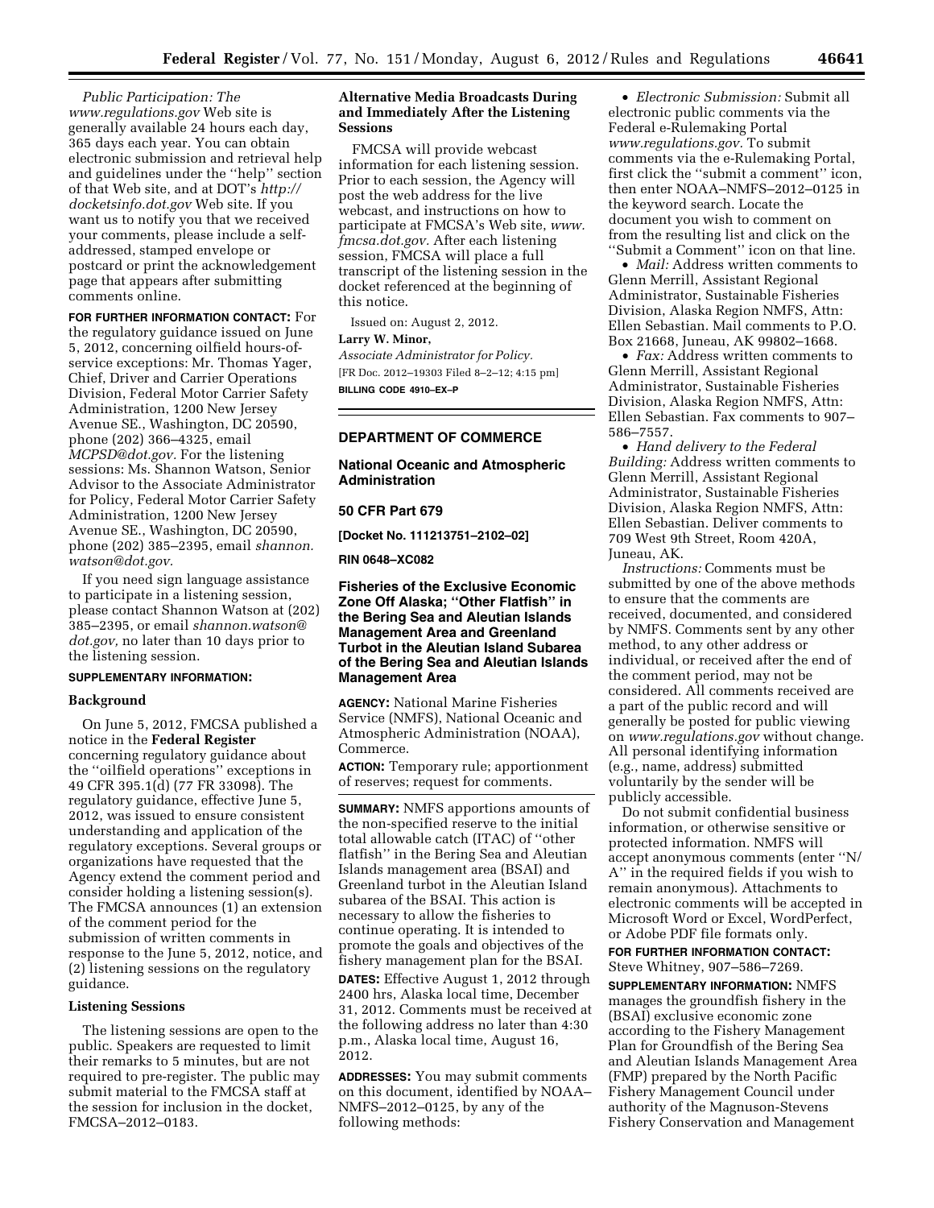*Public Participation:* The *www.regulations.gov* Web site is generally available 24 hours each day, 365 days each year. You can obtain electronic submission and retrieval help and guidelines under the ''help'' section of that Web site, and at DOT's *http://docketsinfo.dot.gov* Web site. If you want us to notify you that we received your comments, please include a self-addressed, stamped envelope or postcard or print the acknowledgement page that appears after submitting comments online.

**FOR FURTHER INFORMATION CONTACT:** For the regulatory guidance issued on June 5, 2012, concerning oilfield hours-of-service exceptions: Mr. Thomas Yager, Chief, Driver and Carrier Operations Division, Federal Motor Carrier Safety Administration, 1200 New Jersey Avenue SE., Washington, DC 20590, phone (202) 366–4325, email *MCPSD@dot.gov.* For the listening sessions: Ms. Shannon Watson, Senior Advisor to the Associate Administrator for Policy, Federal Motor Carrier Safety Administration, 1200 New Jersey Avenue SE., Washington, DC 20590, phone (202) 385–2395, email *shannon.watson@dot.gov.*

If you need sign language assistance to participate in a listening session, please contact Shannon Watson at (202) 385–2395, or email *shannon.watson@dot.gov,* no later than 10 days prior to the listening session.

**SUPPLEMENTARY INFORMATION:**

**Background**

On June 5, 2012, FMCSA published a notice in the **Federal Register** concerning regulatory guidance about the ''oilfield operations'' exceptions in 49 CFR 395.1(d) (77 FR 33098). The regulatory guidance, effective June 5, 2012, was issued to ensure consistent understanding and application of the regulatory exceptions. Several groups or organizations have requested that the Agency extend the comment period and consider holding a listening session(s). The FMCSA announces (1) an extension of the comment period for the submission of written comments in response to the June 5, 2012, notice, and (2) listening sessions on the regulatory guidance.

**Listening Sessions**

The listening sessions are open to the public. Speakers are requested to limit their remarks to 5 minutes, but are not required to pre-register. The public may submit material to the FMCSA staff at the session for inclusion in the docket, FMCSA–2012–0183.

**Alternative Media Broadcasts During and Immediately After the Listening Sessions**

FMCSA will provide webcast information for each listening session. Prior to each session, the Agency will post the web address for the live webcast, and instructions on how to participate at FMCSA's Web site, *www.fmcsa.dot.gov.* After each listening session, FMCSA will place a full transcript of the listening session in the docket referenced at the beginning of this notice.

Issued on: August 2, 2012.

**Larry W. Minor,**

*Associate Administrator for Policy.*

[FR Doc. 2012–19303 Filed 8–2–12; 4:15 pm]

**BILLING CODE 4910–EX–P**

---

## DEPARTMENT OF COMMERCE

### National Oceanic and Atmospheric Administration

**50 CFR Part 679**

**[Docket No. 111213751–2102–02]**

**RIN 0648–XC082**

### Fisheries of the Exclusive Economic Zone Off Alaska; ''Other Flatfish'' in the Bering Sea and Aleutian Islands Management Area and Greenland Turbot in the Aleutian Island Subarea of the Bering Sea and Aleutian Islands Management Area

**AGENCY:** National Marine Fisheries Service (NMFS), National Oceanic and Atmospheric Administration (NOAA), Commerce.

**ACTION:** Temporary rule; apportionment of reserves; request for comments.

**SUMMARY:** NMFS apportions amounts of the non-specified reserve to the initial total allowable catch (ITAC) of ''other flatfish'' in the Bering Sea and Aleutian Islands management area (BSAI) and Greenland turbot in the Aleutian Island subarea of the BSAI. This action is necessary to allow the fisheries to continue operating. It is intended to promote the goals and objectives of the fishery management plan for the BSAI.

**DATES:** Effective August 1, 2012 through 2400 hrs, Alaska local time, December 31, 2012. Comments must be received at the following address no later than 4:30 p.m., Alaska local time, August 16, 2012.

**ADDRESSES:** You may submit comments on this document, identified by NOAA–NMFS–2012–0125, by any of the following methods:

- *Electronic Submission:* Submit all electronic public comments via the Federal e-Rulemaking Portal *www.regulations.gov.* To submit comments via the e-Rulemaking Portal, first click the ''submit a comment'' icon, then enter NOAA–NMFS–2012–0125 in the keyword search. Locate the document you wish to comment on from the resulting list and click on the ''Submit a Comment'' icon on that line.
- *Mail:* Address written comments to Glenn Merrill, Assistant Regional Administrator, Sustainable Fisheries Division, Alaska Region NMFS, Attn: Ellen Sebastian. Mail comments to P.O. Box 21668, Juneau, AK 99802–1668.
- *Fax:* Address written comments to Glenn Merrill, Assistant Regional Administrator, Sustainable Fisheries Division, Alaska Region NMFS, Attn: Ellen Sebastian. Fax comments to 907–586–7557.
- *Hand delivery to the Federal Building:* Address written comments to Glenn Merrill, Assistant Regional Administrator, Sustainable Fisheries Division, Alaska Region NMFS, Attn: Ellen Sebastian. Deliver comments to 709 West 9th Street, Room 420A, Juneau, AK.

*Instructions:* Comments must be submitted by one of the above methods to ensure that the comments are received, documented, and considered by NMFS. Comments sent by any other method, to any other address or individual, or received after the end of the comment period, may not be considered. All comments received are a part of the public record and will generally be posted for public viewing on *www.regulations.gov* without change. All personal identifying information (e.g., name, address) submitted voluntarily by the sender will be publicly accessible.

Do not submit confidential business information, or otherwise sensitive or protected information. NMFS will accept anonymous comments (enter ''N/A'' in the required fields if you wish to remain anonymous). Attachments to electronic comments will be accepted in Microsoft Word or Excel, WordPerfect, or Adobe PDF file formats only.

**FOR FURTHER INFORMATION CONTACT:** Steve Whitney, 907–586–7269.

**SUPPLEMENTARY INFORMATION:** NMFS manages the groundfish fishery in the (BSAI) exclusive economic zone according to the Fishery Management Plan for Groundfish of the Bering Sea and Aleutian Islands Management Area (FMP) prepared by the North Pacific Fishery Management Council under authority of the Magnuson-Stevens Fishery Conservation and Management